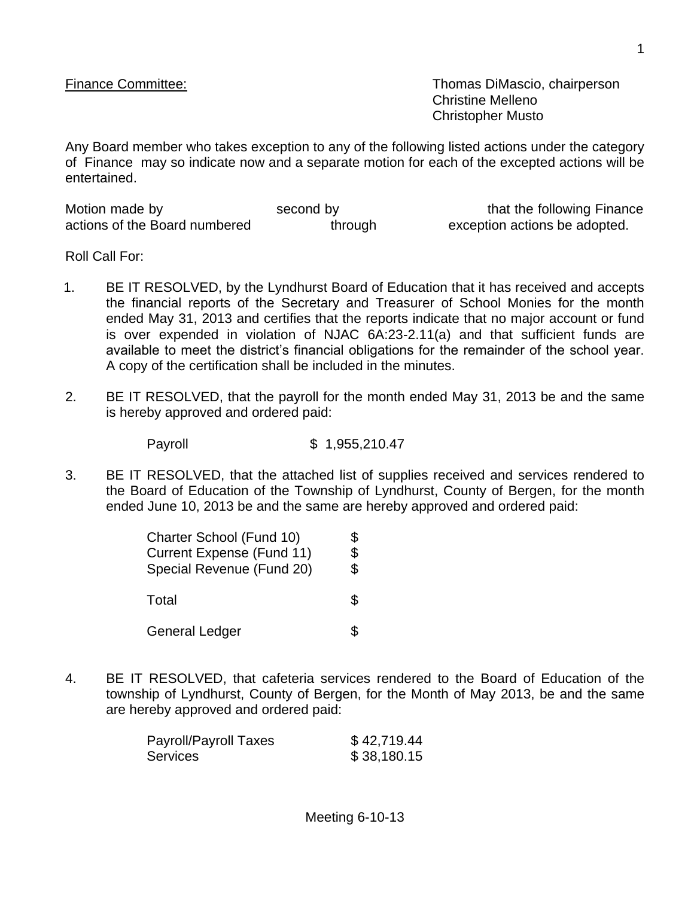Finance Committee: Thomas DiMascio, chairperson
Christine Melleno
Christopher Musto

Any Board member who takes exception to any of the following listed actions under the category of Finance may so indicate now and a separate motion for each of the excepted actions will be entertained.

Motion made by second by that the following Finance actions of the Board numbered through exception actions be adopted.

Roll Call For:

1. BE IT RESOLVED, by the Lyndhurst Board of Education that it has received and accepts the financial reports of the Secretary and Treasurer of School Monies for the month ended May 31, 2013 and certifies that the reports indicate that no major account or fund is over expended in violation of NJAC 6A:23-2.11(a) and that sufficient funds are available to meet the district's financial obligations for the remainder of the school year. A copy of the certification shall be included in the minutes.

2. BE IT RESOLVED, that the payroll for the month ended May 31, 2013 be and the same is hereby approved and ordered paid:

   | | |
   |---|---|
   | Payroll | $ 1,955,210.47 |

3. BE IT RESOLVED, that the attached list of supplies received and services rendered to the Board of Education of the Township of Lyndhurst, County of Bergen, for the month ended June 10, 2013 be and the same are hereby approved and ordered paid:

   | | |
   |---|---|
   | Charter School (Fund 10) | $ |
   | Current Expense (Fund 11) | $ |
   | Special Revenue (Fund 20) | $ |
   | Total | $ |
   | General Ledger | $ |

4. BE IT RESOLVED, that cafeteria services rendered to the Board of Education of the township of Lyndhurst, County of Bergen, for the Month of May 2013, be and the same are hereby approved and ordered paid:

   | | |
   |---|---|
   | Payroll/Payroll Taxes | $ 42,719.44 |
   | Services | $ 38,180.15 |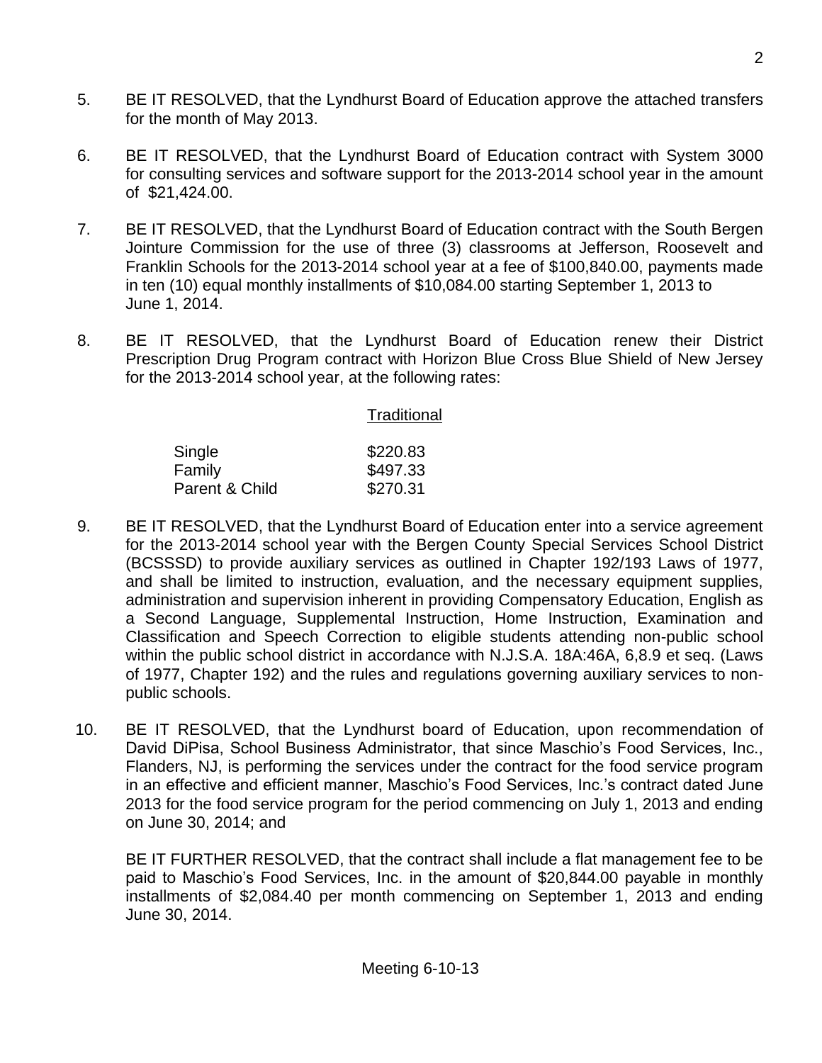5. BE IT RESOLVED, that the Lyndhurst Board of Education approve the attached transfers for the month of May 2013.

6. BE IT RESOLVED, that the Lyndhurst Board of Education contract with System 3000 for consulting services and software support for the 2013-2014 school year in the amount of $21,424.00.

7. BE IT RESOLVED, that the Lyndhurst Board of Education contract with the South Bergen Jointure Commission for the use of three (3) classrooms at Jefferson, Roosevelt and Franklin Schools for the 2013-2014 school year at a fee of $100,840.00, payments made in ten (10) equal monthly installments of $10,084.00 starting September 1, 2013 to June 1, 2014.

8. BE IT RESOLVED, that the Lyndhurst Board of Education renew their District Prescription Drug Program contract with Horizon Blue Cross Blue Shield of New Jersey for the 2013-2014 school year, at the following rates:

| | Traditional |
|---|---|
| Single | $220.83 |
| Family | $497.33 |
| Parent & Child | $270.31 |

9. BE IT RESOLVED, that the Lyndhurst Board of Education enter into a service agreement for the 2013-2014 school year with the Bergen County Special Services School District (BCSSSD) to provide auxiliary services as outlined in Chapter 192/193 Laws of 1977, and shall be limited to instruction, evaluation, and the necessary equipment supplies, administration and supervision inherent in providing Compensatory Education, English as a Second Language, Supplemental Instruction, Home Instruction, Examination and Classification and Speech Correction to eligible students attending non-public school within the public school district in accordance with N.J.S.A. 18A:46A, 6,8.9 et seq. (Laws of 1977, Chapter 192) and the rules and regulations governing auxiliary services to non-public schools.

10. BE IT RESOLVED, that the Lyndhurst board of Education, upon recommendation of David DiPisa, School Business Administrator, that since Maschio's Food Services, Inc., Flanders, NJ, is performing the services under the contract for the food service program in an effective and efficient manner, Maschio's Food Services, Inc.'s contract dated June 2013 for the food service program for the period commencing on July 1, 2013 and ending on June 30, 2014; and

    BE IT FURTHER RESOLVED, that the contract shall include a flat management fee to be paid to Maschio's Food Services, Inc. in the amount of $20,844.00 payable in monthly installments of $2,084.40 per month commencing on September 1, 2013 and ending June 30, 2014.

Meeting 6-10-13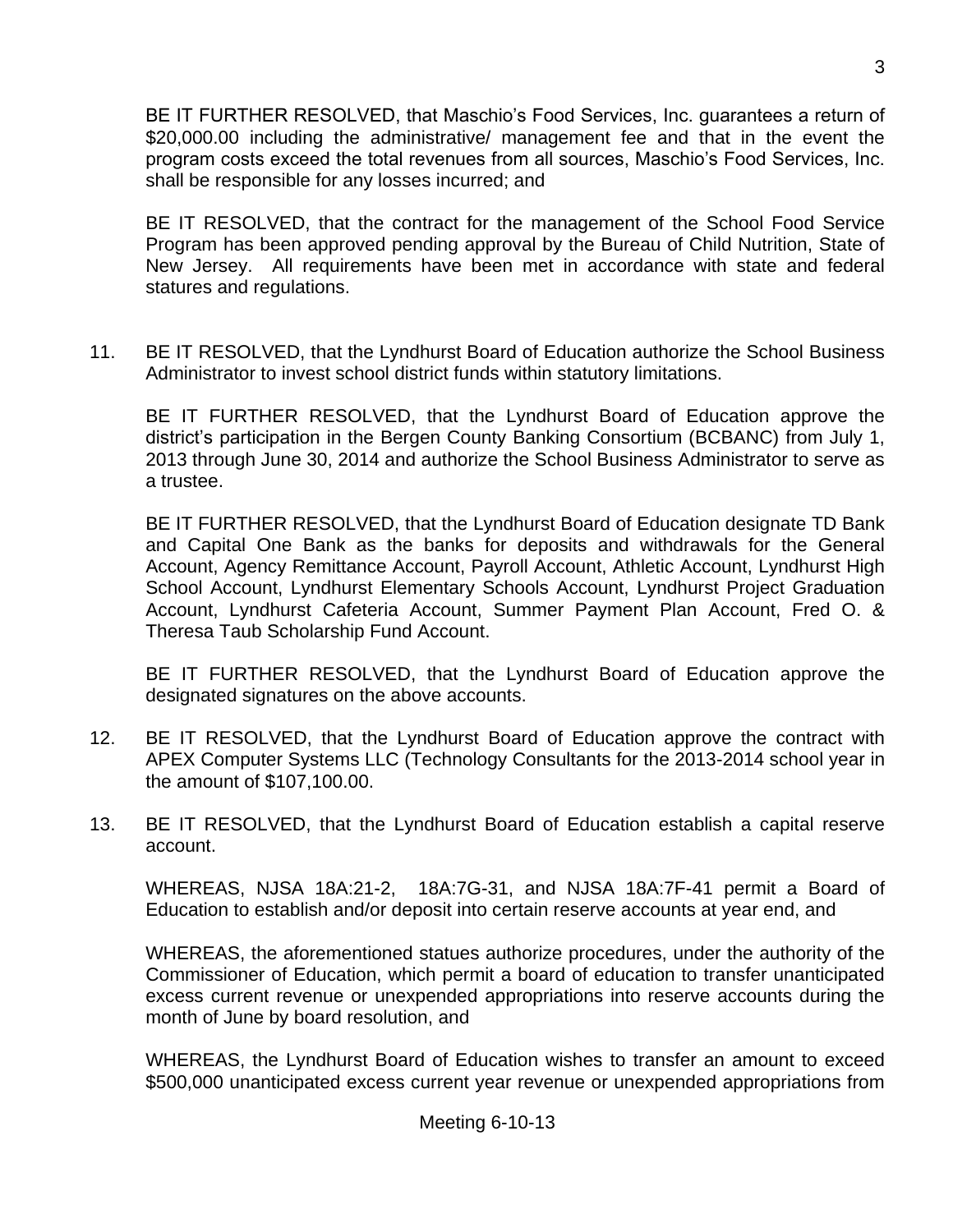BE IT FURTHER RESOLVED, that Maschio's Food Services, Inc. guarantees a return of $20,000.00 including the administrative/ management fee and that in the event the program costs exceed the total revenues from all sources, Maschio's Food Services, Inc. shall be responsible for any losses incurred; and

BE IT RESOLVED, that the contract for the management of the School Food Service Program has been approved pending approval by the Bureau of Child Nutrition, State of New Jersey. All requirements have been met in accordance with state and federal statures and regulations.

11. BE IT RESOLVED, that the Lyndhurst Board of Education authorize the School Business Administrator to invest school district funds within statutory limitations.

    BE IT FURTHER RESOLVED, that the Lyndhurst Board of Education approve the district's participation in the Bergen County Banking Consortium (BCBANC) from July 1, 2013 through June 30, 2014 and authorize the School Business Administrator to serve as a trustee.

    BE IT FURTHER RESOLVED, that the Lyndhurst Board of Education designate TD Bank and Capital One Bank as the banks for deposits and withdrawals for the General Account, Agency Remittance Account, Payroll Account, Athletic Account, Lyndhurst High School Account, Lyndhurst Elementary Schools Account, Lyndhurst Project Graduation Account, Lyndhurst Cafeteria Account, Summer Payment Plan Account, Fred O. & Theresa Taub Scholarship Fund Account.

    BE IT FURTHER RESOLVED, that the Lyndhurst Board of Education approve the designated signatures on the above accounts.

12. BE IT RESOLVED, that the Lyndhurst Board of Education approve the contract with APEX Computer Systems LLC (Technology Consultants for the 2013-2014 school year in the amount of $107,100.00.

13. BE IT RESOLVED, that the Lyndhurst Board of Education establish a capital reserve account.

    WHEREAS, NJSA 18A:21-2, 18A:7G-31, and NJSA 18A:7F-41 permit a Board of Education to establish and/or deposit into certain reserve accounts at year end, and

    WHEREAS, the aforementioned statues authorize procedures, under the authority of the Commissioner of Education, which permit a board of education to transfer unanticipated excess current revenue or unexpended appropriations into reserve accounts during the month of June by board resolution, and

    WHEREAS, the Lyndhurst Board of Education wishes to transfer an amount to exceed $500,000 unanticipated excess current year revenue or unexpended appropriations from

Meeting 6-10-13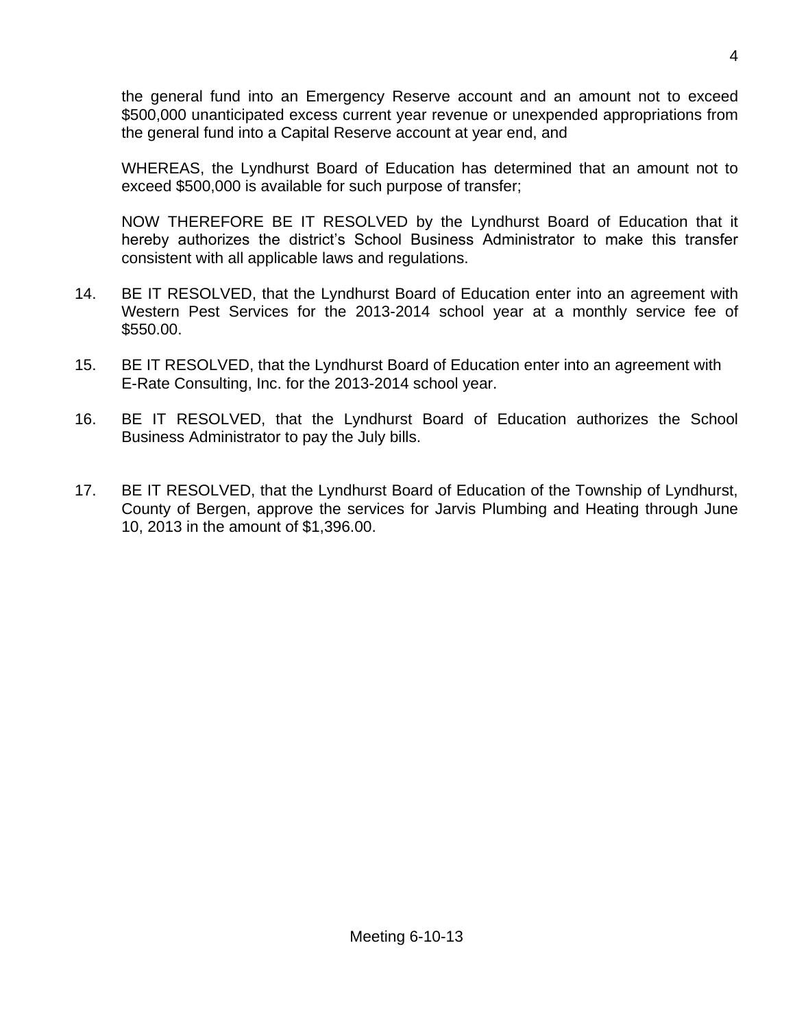the general fund into an Emergency Reserve account and an amount not to exceed $500,000 unanticipated excess current year revenue or unexpended appropriations from the general fund into a Capital Reserve account at year end, and

WHEREAS, the Lyndhurst Board of Education has determined that an amount not to exceed $500,000 is available for such purpose of transfer;

NOW THEREFORE BE IT RESOLVED by the Lyndhurst Board of Education that it hereby authorizes the district's School Business Administrator to make this transfer consistent with all applicable laws and regulations.

14. BE IT RESOLVED, that the Lyndhurst Board of Education enter into an agreement with Western Pest Services for the 2013-2014 school year at a monthly service fee of $550.00.

15. BE IT RESOLVED, that the Lyndhurst Board of Education enter into an agreement with E-Rate Consulting, Inc. for the 2013-2014 school year.

16. BE IT RESOLVED, that the Lyndhurst Board of Education authorizes the School Business Administrator to pay the July bills.

17. BE IT RESOLVED, that the Lyndhurst Board of Education of the Township of Lyndhurst, County of Bergen, approve the services for Jarvis Plumbing and Heating through June 10, 2013 in the amount of $1,396.00.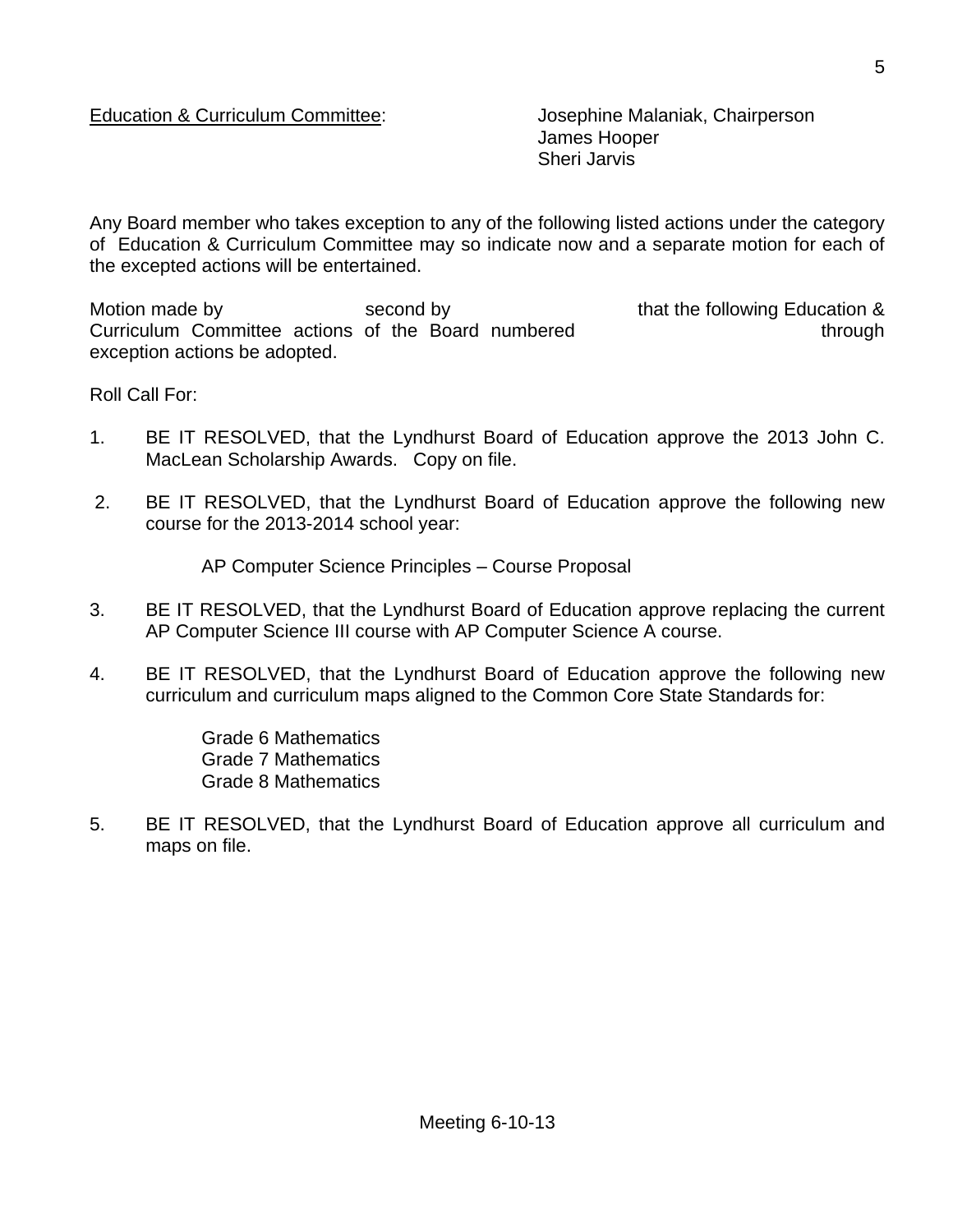Education & Curriculum Committee: Josephine Malaniak, Chairperson
James Hooper
Sheri Jarvis

Any Board member who takes exception to any of the following listed actions under the category of Education & Curriculum Committee may so indicate now and a separate motion for each of the excepted actions will be entertained.

Motion made by second by that the following Education & Curriculum Committee actions of the Board numbered through exception actions be adopted.

Roll Call For:

1. BE IT RESOLVED, that the Lyndhurst Board of Education approve the 2013 John C. MacLean Scholarship Awards. Copy on file.

2. BE IT RESOLVED, that the Lyndhurst Board of Education approve the following new course for the 2013-2014 school year:

   AP Computer Science Principles – Course Proposal

3. BE IT RESOLVED, that the Lyndhurst Board of Education approve replacing the current AP Computer Science III course with AP Computer Science A course.

4. BE IT RESOLVED, that the Lyndhurst Board of Education approve the following new curriculum and curriculum maps aligned to the Common Core State Standards for:

   Grade 6 Mathematics
   Grade 7 Mathematics
   Grade 8 Mathematics

5. BE IT RESOLVED, that the Lyndhurst Board of Education approve all curriculum and maps on file.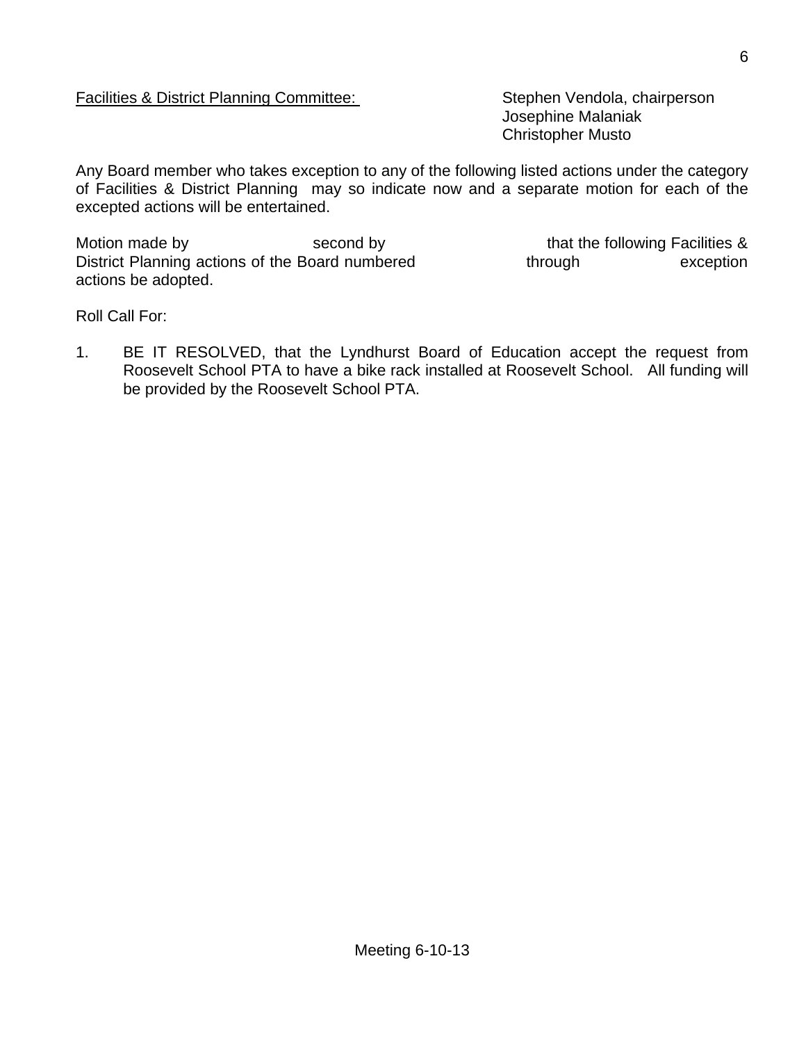<u>Facilities & District Planning Committee:</u>

Stephen Vendola, chairperson
Josephine Malaniak
Christopher Musto

Any Board member who takes exception to any of the following listed actions under the category of Facilities & District Planning may so indicate now and a separate motion for each of the excepted actions will be entertained.

Motion made by second by that the following Facilities & District Planning actions of the Board numbered through exception actions be adopted.

Roll Call For:

1. BE IT RESOLVED, that the Lyndhurst Board of Education accept the request from Roosevelt School PTA to have a bike rack installed at Roosevelt School. All funding will be provided by the Roosevelt School PTA.

Meeting 6-10-13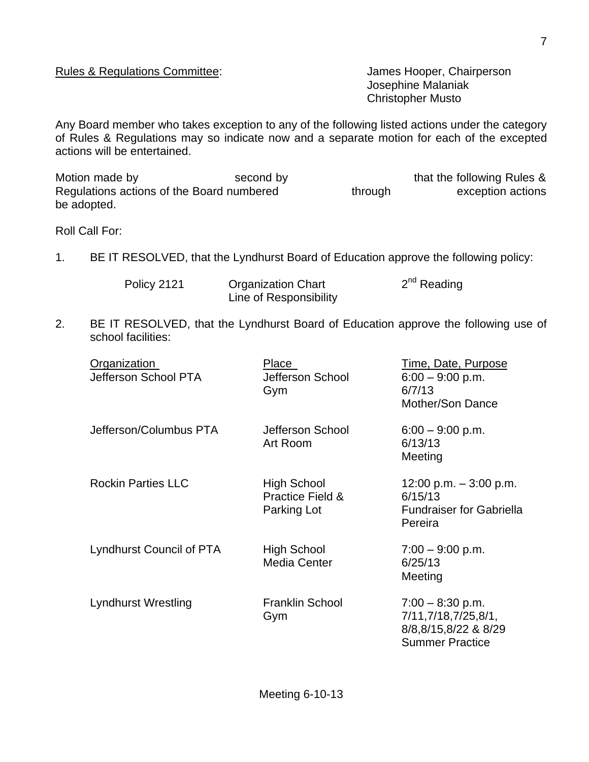Rules & Regulations Committee: James Hooper, Chairperson
Josephine Malaniak
Christopher Musto

Any Board member who takes exception to any of the following listed actions under the category of Rules & Regulations may so indicate now and a separate motion for each of the excepted actions will be entertained.

Motion made by second by that the following Rules & Regulations actions of the Board numbered through exception actions be adopted.

Roll Call For:

1. BE IT RESOLVED, that the Lyndhurst Board of Education approve the following policy:

| | | |
|---|---|---|
| Policy 2121 | Organization Chart Line of Responsibility | 2nd Reading |

2. BE IT RESOLVED, that the Lyndhurst Board of Education approve the following use of school facilities:

| Organization | Place | Time, Date, Purpose |
|---|---|---|
| Jefferson School PTA | Jefferson School Gym | 6:00 – 9:00 p.m. 6/7/13 Mother/Son Dance |
| Jefferson/Columbus PTA | Jefferson School Art Room | 6:00 – 9:00 p.m. 6/13/13 Meeting |
| Rockin Parties LLC | High School Practice Field & Parking Lot | 12:00 p.m. – 3:00 p.m. 6/15/13 Fundraiser for Gabriella Pereira |
| Lyndhurst Council of PTA | High School Media Center | 7:00 – 9:00 p.m. 6/25/13 Meeting |
| Lyndhurst Wrestling | Franklin School Gym | 7:00 – 8:30 p.m. 7/11,7/18,7/25,8/1, 8/8,8/15,8/22 & 8/29 Summer Practice |

Meeting 6-10-13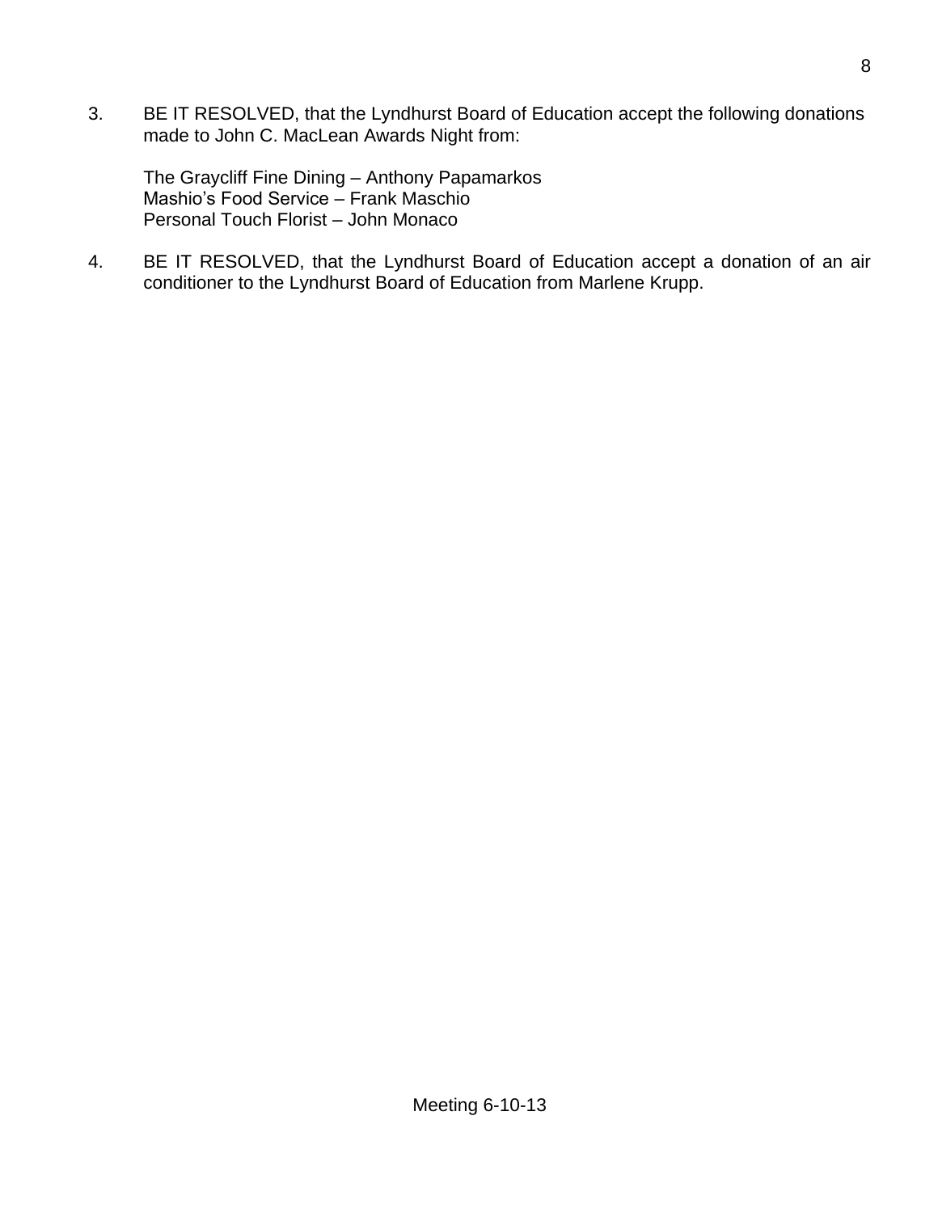3. BE IT RESOLVED, that the Lyndhurst Board of Education accept the following donations made to John C. MacLean Awards Night from:

   The Graycliff Fine Dining – Anthony Papamarkos
   Mashio's Food Service – Frank Maschio
   Personal Touch Florist – John Monaco

4. BE IT RESOLVED, that the Lyndhurst Board of Education accept a donation of an air conditioner to the Lyndhurst Board of Education from Marlene Krupp.

Meeting 6-10-13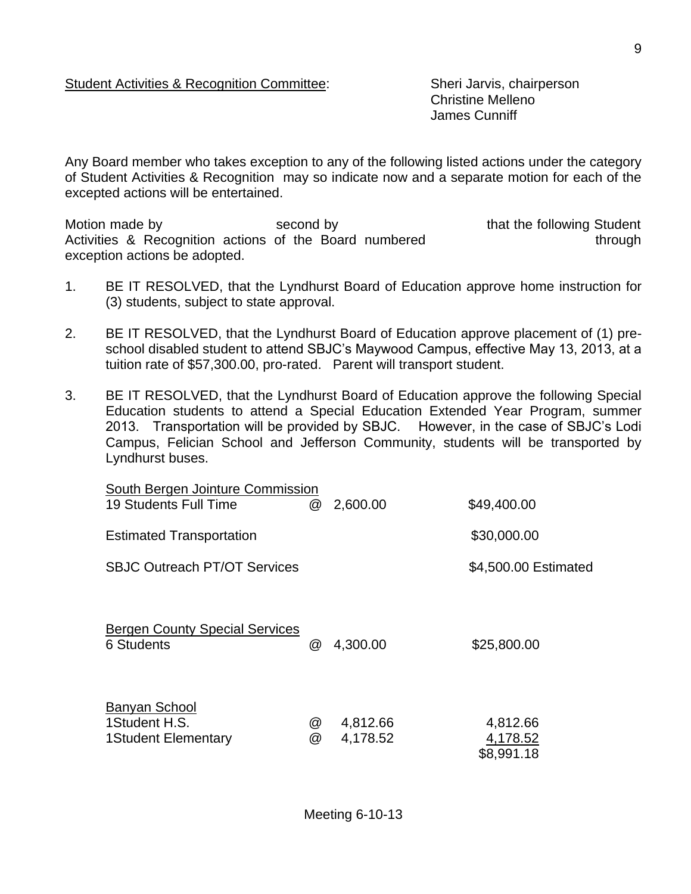Student Activities & Recognition Committee: Sheri Jarvis, chairperson
Christine Melleno
James Cunniff

Any Board member who takes exception to any of the following listed actions under the category of Student Activities & Recognition may so indicate now and a separate motion for each of the excepted actions will be entertained.

Motion made by second by that the following Student Activities & Recognition actions of the Board numbered through exception actions be adopted.

1. BE IT RESOLVED, that the Lyndhurst Board of Education approve home instruction for (3) students, subject to state approval.

2. BE IT RESOLVED, that the Lyndhurst Board of Education approve placement of (1) pre-school disabled student to attend SBJC's Maywood Campus, effective May 13, 2013, at a tuition rate of $57,300.00, pro-rated. Parent will transport student.

3. BE IT RESOLVED, that the Lyndhurst Board of Education approve the following Special Education students to attend a Special Education Extended Year Program, summer 2013. Transportation will be provided by SBJC. However, in the case of SBJC's Lodi Campus, Felician School and Jefferson Community, students will be transported by Lyndhurst buses.

| South Bergen Jointure Commission | | | |
|---|---|---|---|
| 19 Students Full Time | @ | 2,600.00 | $49,400.00 |
| Estimated Transportation | | | $30,000.00 |
| SBJC Outreach PT/OT Services | | | $4,500.00 Estimated |
| **Bergen County Special Services** | | | |
| 6 Students | @ | 4,300.00 | $25,800.00 |
| **Banyan School** | | | |
| 1Student H.S. | @ | 4,812.66 | 4,812.66 |
| 1Student Elementary | @ | 4,178.52 | 4,178.52 |
| | | | $8,991.18 |

Meeting 6-10-13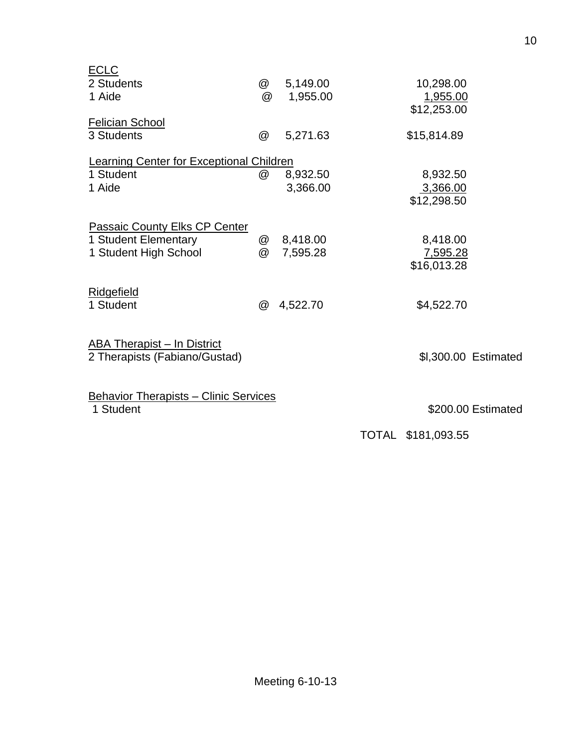| | | | |
|---|---|---|---|
| ECLC | | | |
| 2 Students | @ | 5,149.00 | 10,298.00 |
| 1 Aide | @ | 1,955.00 | 1,955.00 |
| | | | $12,253.00 |
| Felician School | | | |
| 3 Students | @ | 5,271.63 | $15,814.89 |
| Learning Center for Exceptional Children | | | |
| 1 Student | @ | 8,932.50 | 8,932.50 |
| 1 Aide | | 3,366.00 | 3,366.00 |
| | | | $12,298.50 |
| Passaic County Elks CP Center | | | |
| 1 Student Elementary | @ | 8,418.00 | 8,418.00 |
| 1 Student High School | @ | 7,595.28 | 7,595.28 |
| | | | $16,013.28 |
| Ridgefield | | | |
| 1 Student | @ | 4,522.70 | $4,522.70 |
| ABA Therapist – In District | | | |
| 2 Therapists (Fabiano/Gustad) | | | $l,300.00 Estimated |
| Behavior Therapists – Clinic Services | | | |
| 1 Student | | | $200.00 Estimated |
| | | TOTAL | $181,093.55 |

Meeting 6-10-13